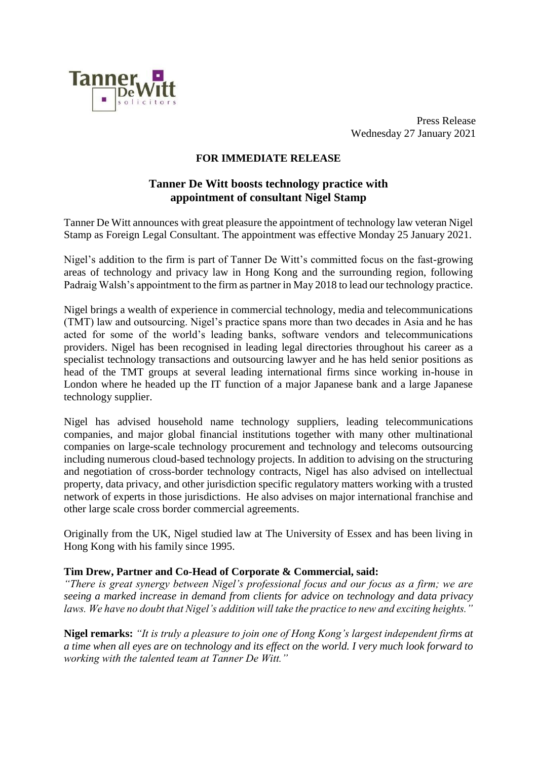Press Release
Wednesday 27 January 2021

**FOR IMMEDIATE RELEASE**

## Tanner De Witt boosts technology practice with appointment of consultant Nigel Stamp

Tanner De Witt announces with great pleasure the appointment of technology law veteran Nigel Stamp as Foreign Legal Consultant. The appointment was effective Monday 25 January 2021.

Nigel's addition to the firm is part of Tanner De Witt's committed focus on the fast-growing areas of technology and privacy law in Hong Kong and the surrounding region, following Padraig Walsh's appointment to the firm as partner in May 2018 to lead our technology practice.

Nigel brings a wealth of experience in commercial technology, media and telecommunications (TMT) law and outsourcing. Nigel's practice spans more than two decades in Asia and he has acted for some of the world's leading banks, software vendors and telecommunications providers. Nigel has been recognised in leading legal directories throughout his career as a specialist technology transactions and outsourcing lawyer and he has held senior positions as head of the TMT groups at several leading international firms since working in-house in London where he headed up the IT function of a major Japanese bank and a large Japanese technology supplier.

Nigel has advised household name technology suppliers, leading telecommunications companies, and major global financial institutions together with many other multinational companies on large-scale technology procurement and technology and telecoms outsourcing including numerous cloud-based technology projects. In addition to advising on the structuring and negotiation of cross-border technology contracts, Nigel has also advised on intellectual property, data privacy, and other jurisdiction specific regulatory matters working with a trusted network of experts in those jurisdictions. He also advises on major international franchise and other large scale cross border commercial agreements.

Originally from the UK, Nigel studied law at The University of Essex and has been living in Hong Kong with his family since 1995.

**Tim Drew, Partner and Co-Head of Corporate & Commercial, said:**
*"There is great synergy between Nigel's professional focus and our focus as a firm; we are seeing a marked increase in demand from clients for advice on technology and data privacy laws. We have no doubt that Nigel's addition will take the practice to new and exciting heights."*

**Nigel remarks:** *"It is truly a pleasure to join one of Hong Kong's largest independent firms at a time when all eyes are on technology and its effect on the world. I very much look forward to working with the talented team at Tanner De Witt."*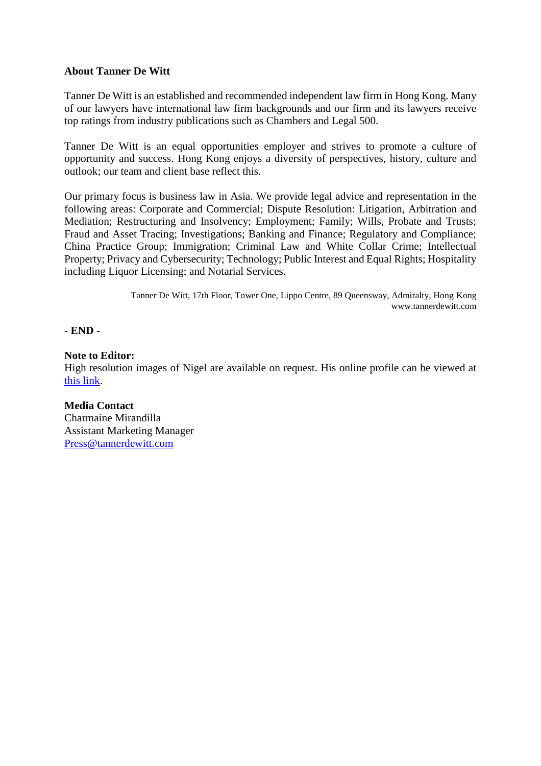**About Tanner De Witt**

Tanner De Witt is an established and recommended independent law firm in Hong Kong. Many of our lawyers have international law firm backgrounds and our firm and its lawyers receive top ratings from industry publications such as Chambers and Legal 500.

Tanner De Witt is an equal opportunities employer and strives to promote a culture of opportunity and success. Hong Kong enjoys a diversity of perspectives, history, culture and outlook; our team and client base reflect this.

Our primary focus is business law in Asia. We provide legal advice and representation in the following areas: Corporate and Commercial; Dispute Resolution: Litigation, Arbitration and Mediation; Restructuring and Insolvency; Employment; Family; Wills, Probate and Trusts; Fraud and Asset Tracing; Investigations; Banking and Finance; Regulatory and Compliance; China Practice Group; Immigration; Criminal Law and White Collar Crime; Intellectual Property; Privacy and Cybersecurity; Technology; Public Interest and Equal Rights; Hospitality including Liquor Licensing; and Notarial Services.

Tanner De Witt, 17th Floor, Tower One, Lippo Centre, 89 Queensway, Admiralty, Hong Kong
www.tannerdewitt.com

**- END -**

**Note to Editor:**
High resolution images of Nigel are available on request. His online profile can be viewed at this link.

**Media Contact**
Charmaine Mirandilla
Assistant Marketing Manager
Press@tannerdewitt.com